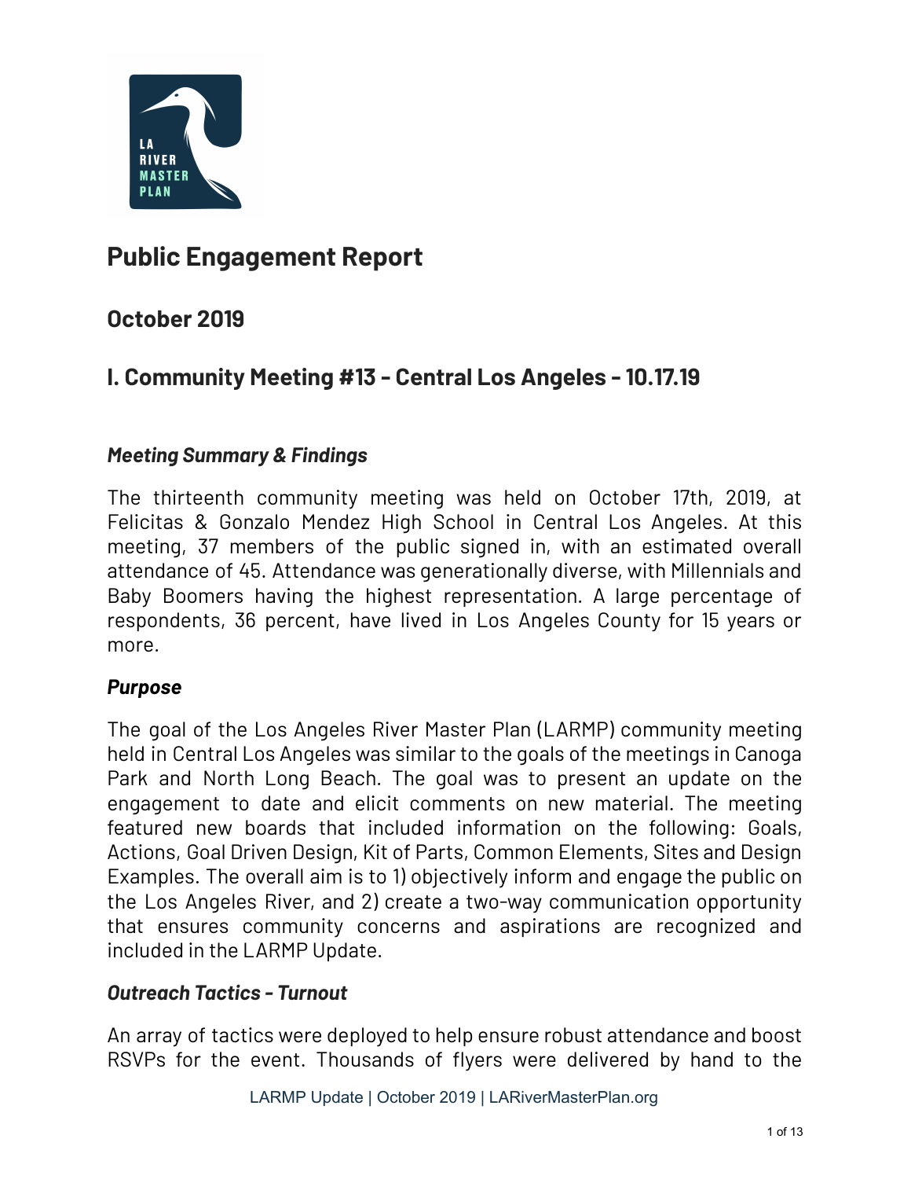# Public Engagement Report

## October 2019

## I. Community Meeting #13 - Central Los Angeles - 10.17.19

### *Meeting Summary & Findings*

The thirteenth community meeting was held on October 17th, 2019, at Felicitas & Gonzalo Mendez High School in Central Los Angeles. At this meeting, 37 members of the public signed in, with an estimated overall attendance of 45. Attendance was generationally diverse, with Millennials and Baby Boomers having the highest representation. A large percentage of respondents, 36 percent, have lived in Los Angeles County for 15 years or more.

### *Purpose*

The goal of the Los Angeles River Master Plan (LARMP) community meeting held in Central Los Angeles was similar to the goals of the meetings in Canoga Park and North Long Beach. The goal was to present an update on the engagement to date and elicit comments on new material. The meeting featured new boards that included information on the following: Goals, Actions, Goal Driven Design, Kit of Parts, Common Elements, Sites and Design Examples. The overall aim is to 1) objectively inform and engage the public on the Los Angeles River, and 2) create a two-way communication opportunity that ensures community concerns and aspirations are recognized and included in the LARMP Update.

### *Outreach Tactics - Turnout*

An array of tactics were deployed to help ensure robust attendance and boost RSVPs for the event. Thousands of flyers were delivered by hand to the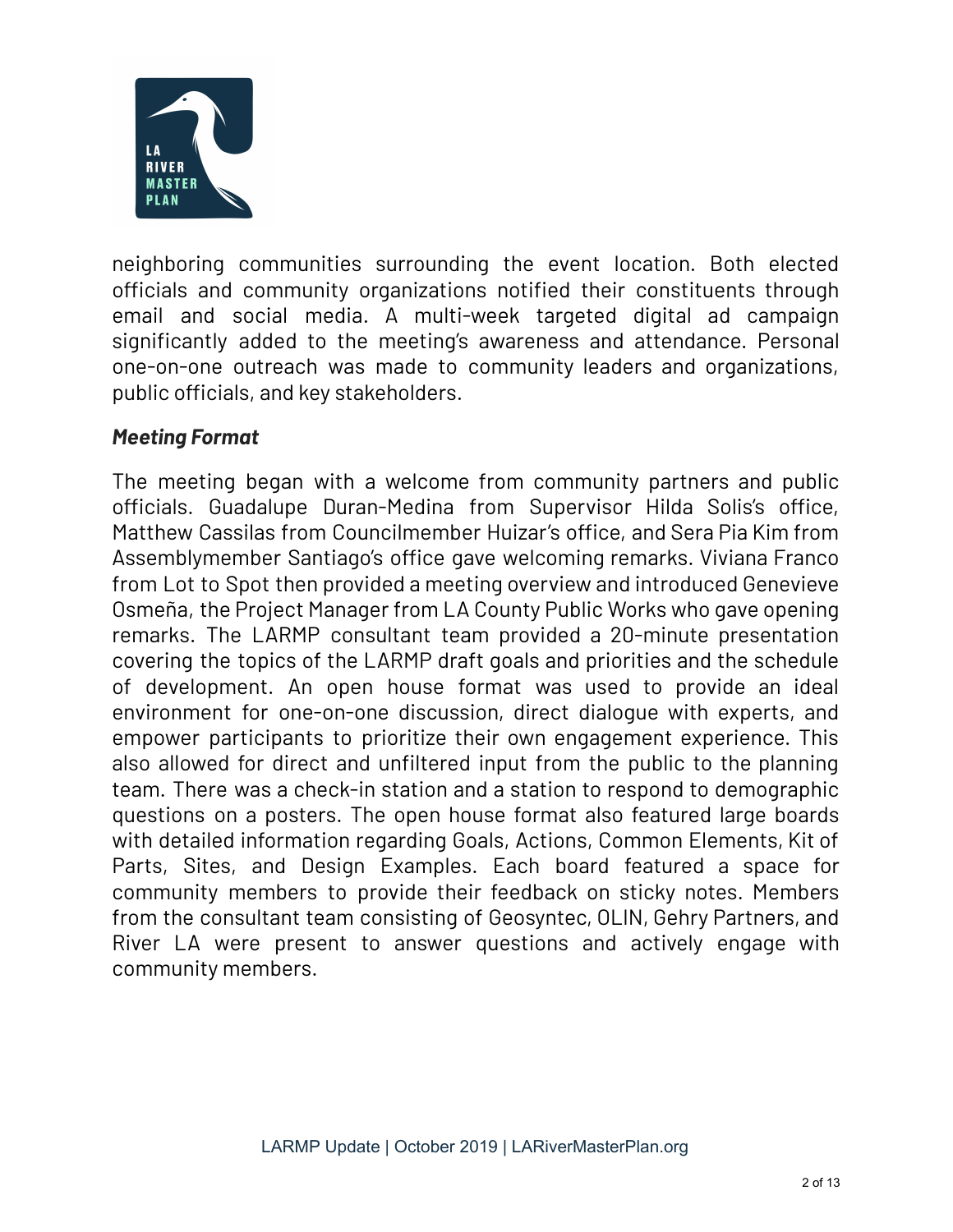neighboring communities surrounding the event location. Both elected officials and community organizations notified their constituents through email and social media. A multi-week targeted digital ad campaign significantly added to the meeting's awareness and attendance. Personal one-on-one outreach was made to community leaders and organizations, public officials, and key stakeholders.

### *Meeting Format*

The meeting began with a welcome from community partners and public officials. Guadalupe Duran-Medina from Supervisor Hilda Solis's office, Matthew Cassilas from Councilmember Huizar's office, and Sera Pia Kim from Assemblymember Santiago's office gave welcoming remarks. Viviana Franco from Lot to Spot then provided a meeting overview and introduced Genevieve Osmeña, the Project Manager from LA County Public Works who gave opening remarks. The LARMP consultant team provided a 20-minute presentation covering the topics of the LARMP draft goals and priorities and the schedule of development. An open house format was used to provide an ideal environment for one-on-one discussion, direct dialogue with experts, and empower participants to prioritize their own engagement experience. This also allowed for direct and unfiltered input from the public to the planning team. There was a check-in station and a station to respond to demographic questions on a posters. The open house format also featured large boards with detailed information regarding Goals, Actions, Common Elements, Kit of Parts, Sites, and Design Examples. Each board featured a space for community members to provide their feedback on sticky notes. Members from the consultant team consisting of Geosyntec, OLIN, Gehry Partners, and River LA were present to answer questions and actively engage with community members.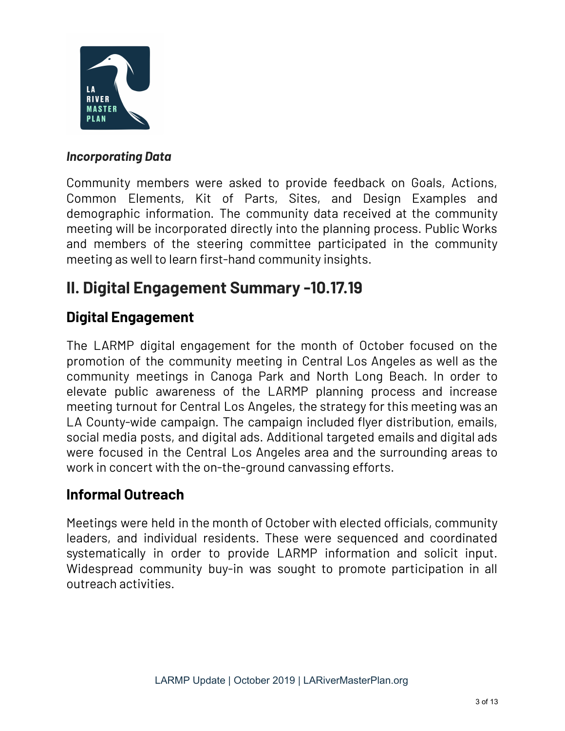***Incorporating Data***

Community members were asked to provide feedback on Goals, Actions, Common Elements, Kit of Parts, Sites, and Design Examples and demographic information. The community data received at the community meeting will be incorporated directly into the planning process. Public Works and members of the steering committee participated in the community meeting as well to learn first-hand community insights.

# II. Digital Engagement Summary -10.17.19

## Digital Engagement

The LARMP digital engagement for the month of October focused on the promotion of the community meeting in Central Los Angeles as well as the community meetings in Canoga Park and North Long Beach. In order to elevate public awareness of the LARMP planning process and increase meeting turnout for Central Los Angeles, the strategy for this meeting was an LA County-wide campaign. The campaign included flyer distribution, emails, social media posts, and digital ads. Additional targeted emails and digital ads were focused in the Central Los Angeles area and the surrounding areas to work in concert with the on-the-ground canvassing efforts.

## Informal Outreach

Meetings were held in the month of October with elected officials, community leaders, and individual residents. These were sequenced and coordinated systematically in order to provide LARMP information and solicit input. Widespread community buy-in was sought to promote participation in all outreach activities.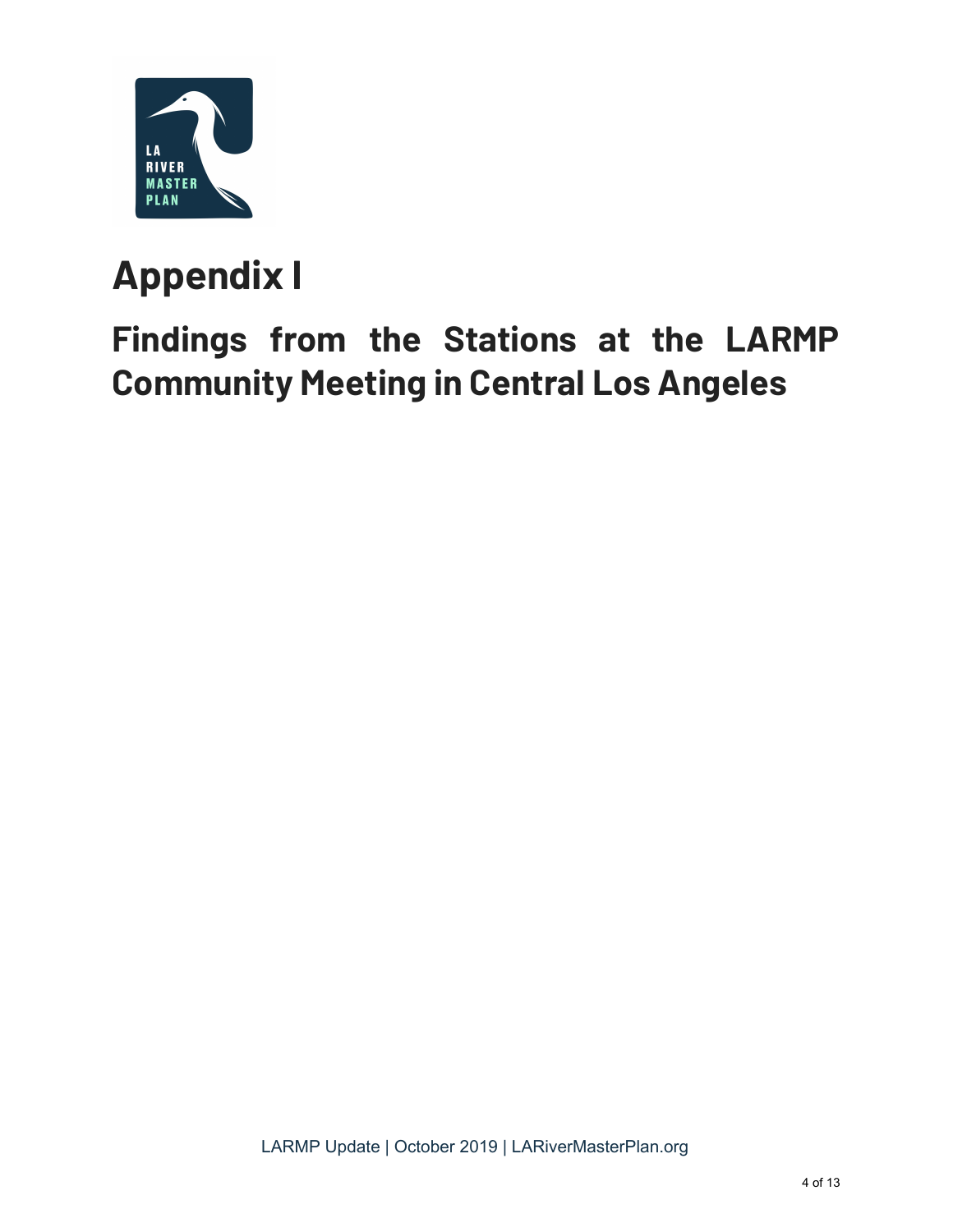# Appendix I

## Findings from the Stations at the LARMP Community Meeting in Central Los Angeles

LARMP Update | October 2019 | LARiverMasterPlan.org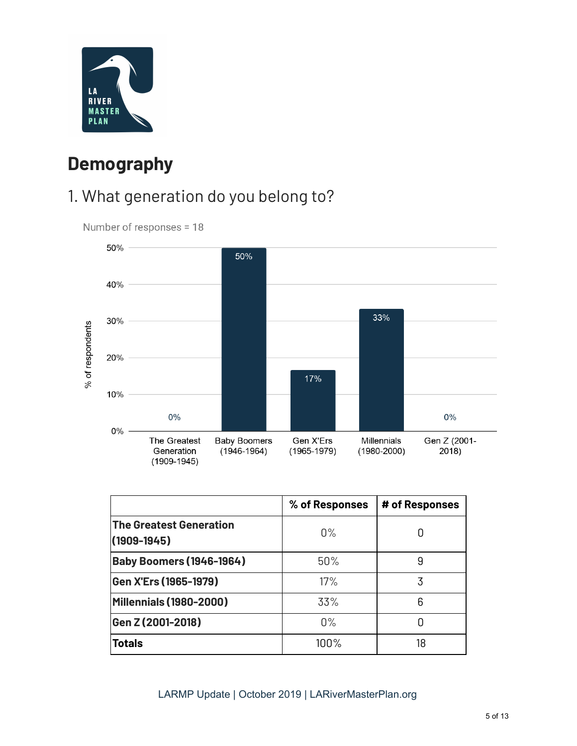# Demography

## 1. What generation do you belong to?

Number of responses = 18

| | % of Responses | # of Responses |
|---|---|---|
| **The Greatest Generation (1909-1945)** | 0% | 0 |
| **Baby Boomers (1946-1964)** | 50% | 9 |
| **Gen X'Ers (1965-1979)** | 17% | 3 |
| **Millennials (1980-2000)** | 33% | 6 |
| **Gen Z (2001-2018)** | 0% | 0 |
| **Totals** | 100% | 18 |

LARMP Update | October 2019 | LARiverMasterPlan.org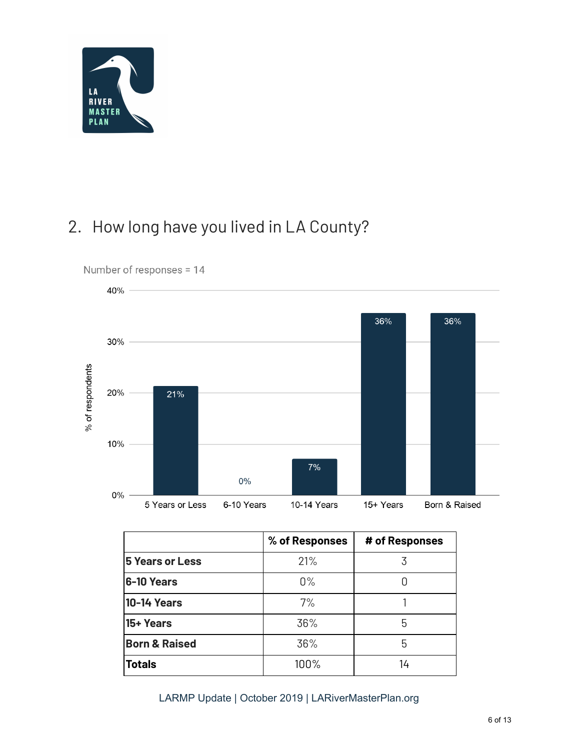## 2. How long have you lived in LA County?

Number of responses = 14

|  | % of Responses | # of Responses |
|---|---|---|
| **5 Years or Less** | 21% | 3 |
| **6-10 Years** | 0% | 0 |
| **10-14 Years** | 7% | 1 |
| **15+ Years** | 36% | 5 |
| **Born & Raised** | 36% | 5 |
| **Totals** | 100% | 14 |

LARMP Update | October 2019 | LARiverMasterPlan.org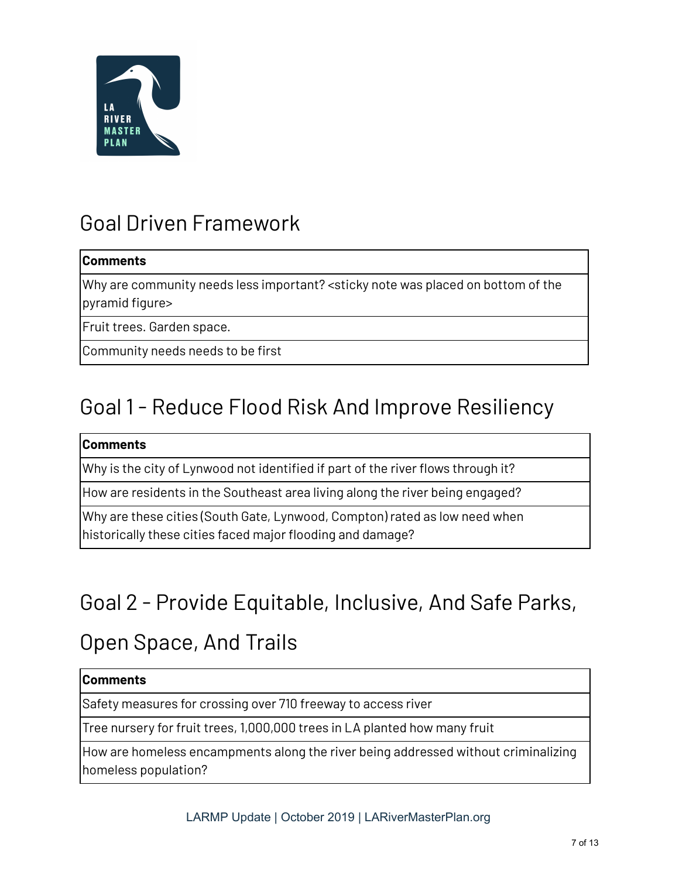## Goal Driven Framework

| Comments |
| --- |
| Why are community needs less important? <sticky note was placed on bottom of the pyramid figure> |
| Fruit trees. Garden space. |
| Community needs needs to be first |

## Goal 1 - Reduce Flood Risk And Improve Resiliency

| Comments |
| --- |
| Why is the city of Lynwood not identified if part of the river flows through it? |
| How are residents in the Southeast area living along the river being engaged? |
| Why are these cities (South Gate, Lynwood, Compton) rated as low need when historically these cities faced major flooding and damage? |

## Goal 2 - Provide Equitable, Inclusive, And Safe Parks, Open Space, And Trails

| Comments |
| --- |
| Safety measures for crossing over 710 freeway to access river |
| Tree nursery for fruit trees, 1,000,000 trees in LA planted how many fruit |
| How are homeless encampments along the river being addressed without criminalizing homeless population? |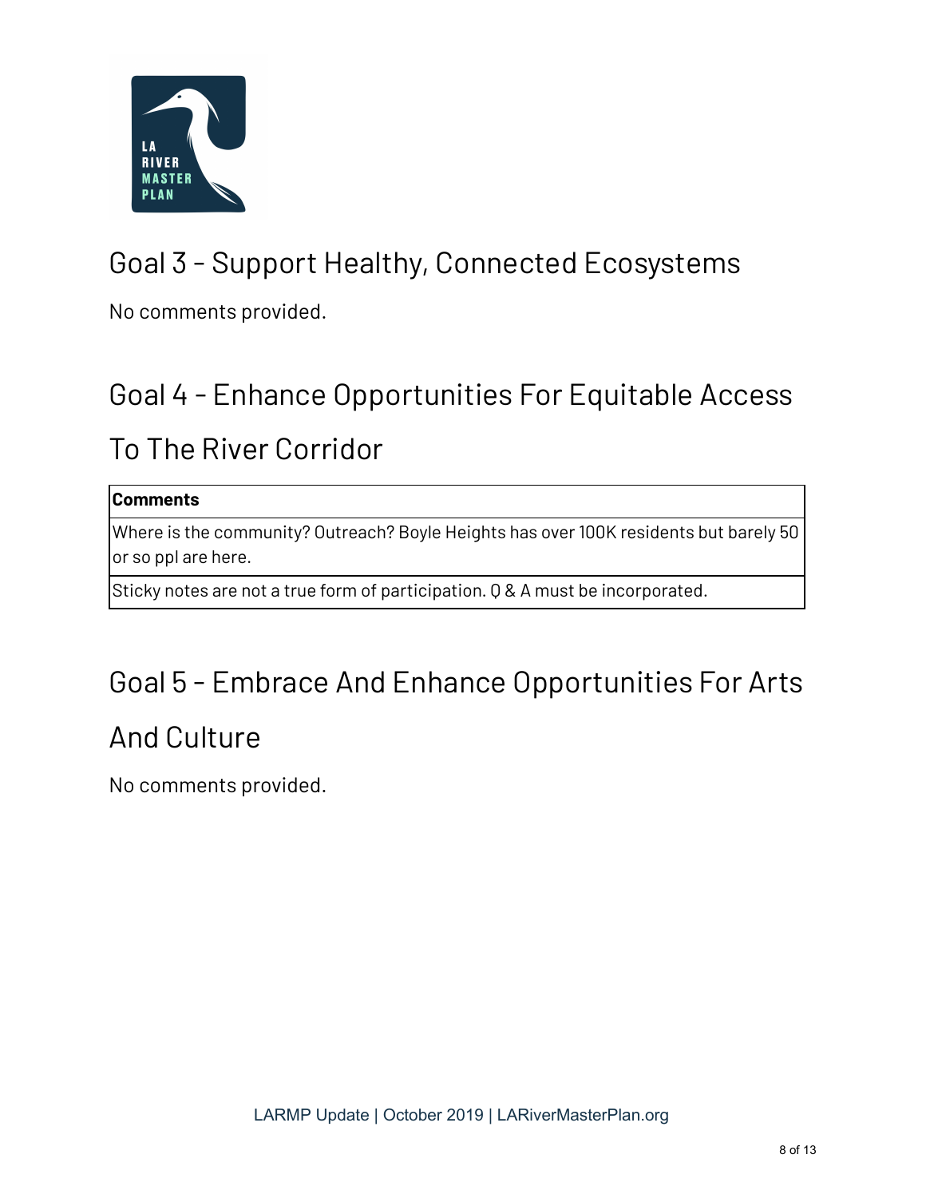## Goal 3 - Support Healthy, Connected Ecosystems

No comments provided.

## Goal 4 - Enhance Opportunities For Equitable Access To The River Corridor

| Comments |
| --- |
| Where is the community? Outreach? Boyle Heights has over 100K residents but barely 50 or so ppl are here. |
| Sticky notes are not a true form of participation. Q & A must be incorporated. |

## Goal 5 - Embrace And Enhance Opportunities For Arts And Culture

No comments provided.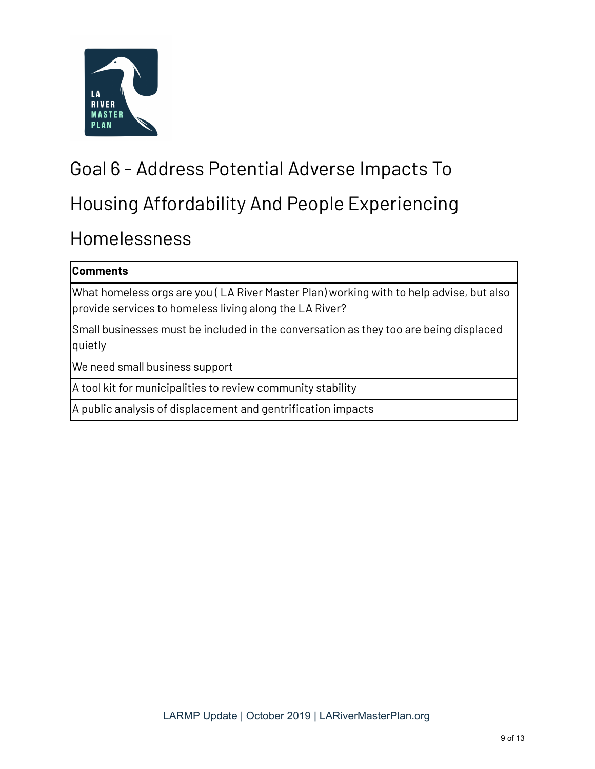# Goal 6 - Address Potential Adverse Impacts To Housing Affordability And People Experiencing Homelessness

| **Comments** |
| --- |
| What homeless orgs are you ( LA River Master Plan) working with to help advise, but also provide services to homeless living along the LA River? |
| Small businesses must be included in the conversation as they too are being displaced quietly |
| We need small business support |
| A tool kit for municipalities to review community stability |
| A public analysis of displacement and gentrification impacts |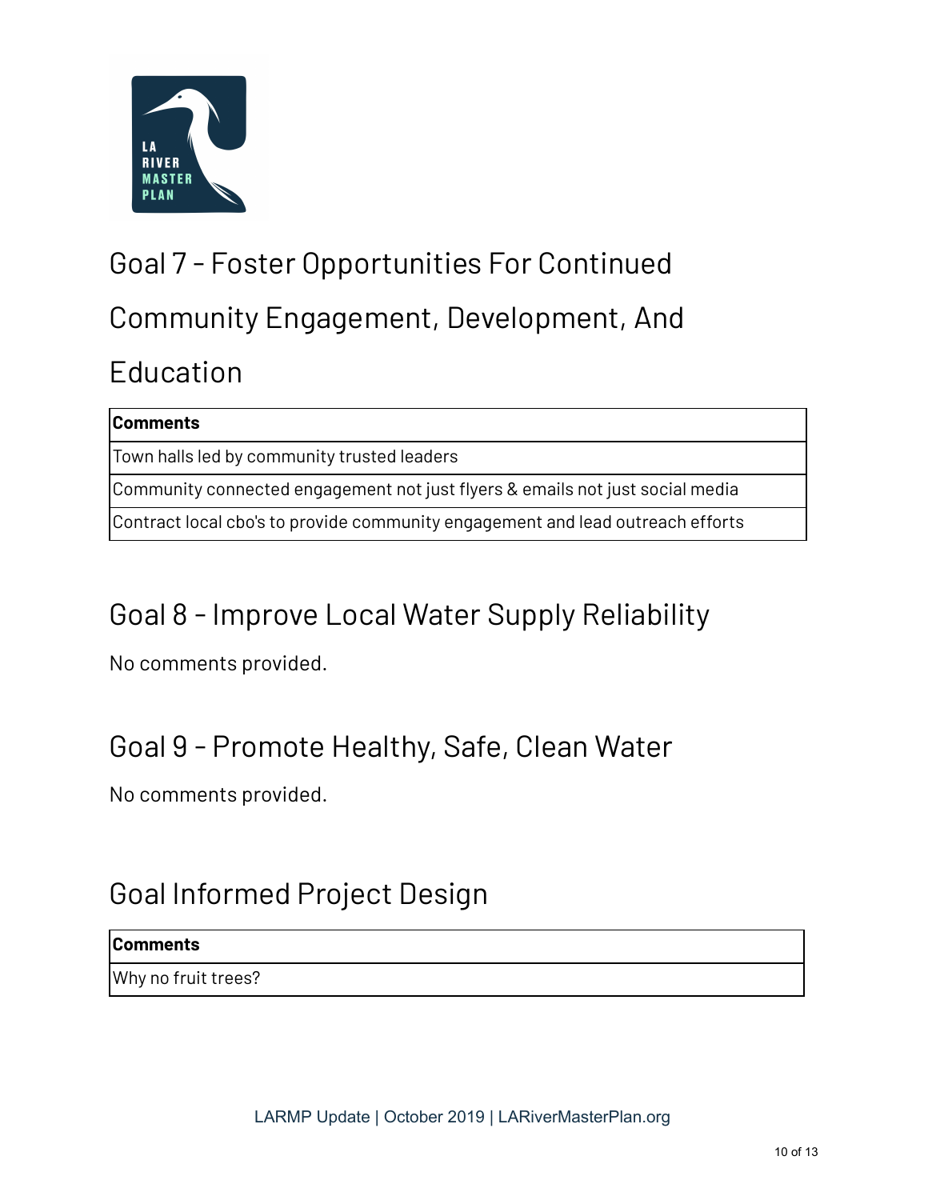## Goal 7 - Foster Opportunities For Continued Community Engagement, Development, And Education

| Comments |
| --- |
| Town halls led by community trusted leaders |
| Community connected engagement not just flyers & emails not just social media |
| Contract local cbo's to provide community engagement and lead outreach efforts |

## Goal 8 - Improve Local Water Supply Reliability

No comments provided.

## Goal 9 - Promote Healthy, Safe, Clean Water

No comments provided.

## Goal Informed Project Design

| Comments |
| --- |
| Why no fruit trees? |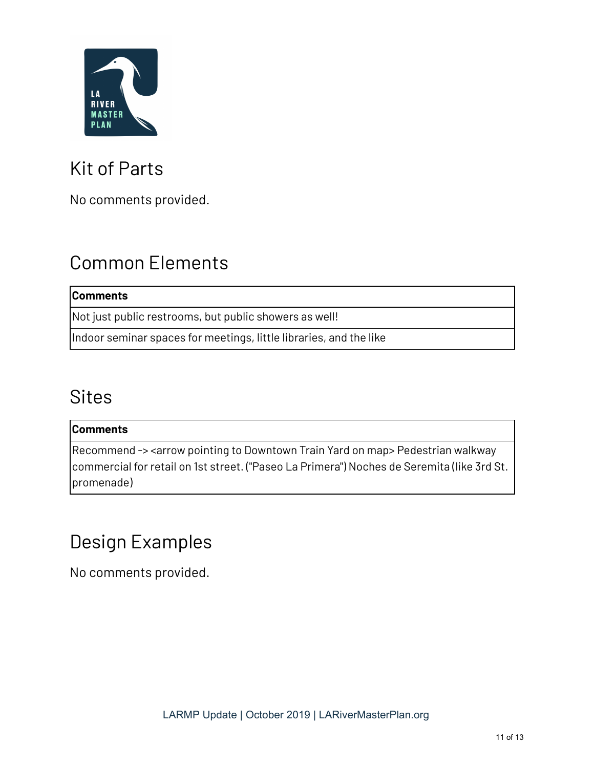## Kit of Parts

No comments provided.

## Common Elements

| Comments |
| --- |
| Not just public restrooms, but public showers as well! |
| Indoor seminar spaces for meetings, little libraries, and the like |

## Sites

| Comments |
| --- |
| Recommend -> <arrow pointing to Downtown Train Yard on map> Pedestrian walkway commercial for retail on 1st street. ("Paseo La Primera") Noches de Seremita (like 3rd St. promenade) |

## Design Examples

No comments provided.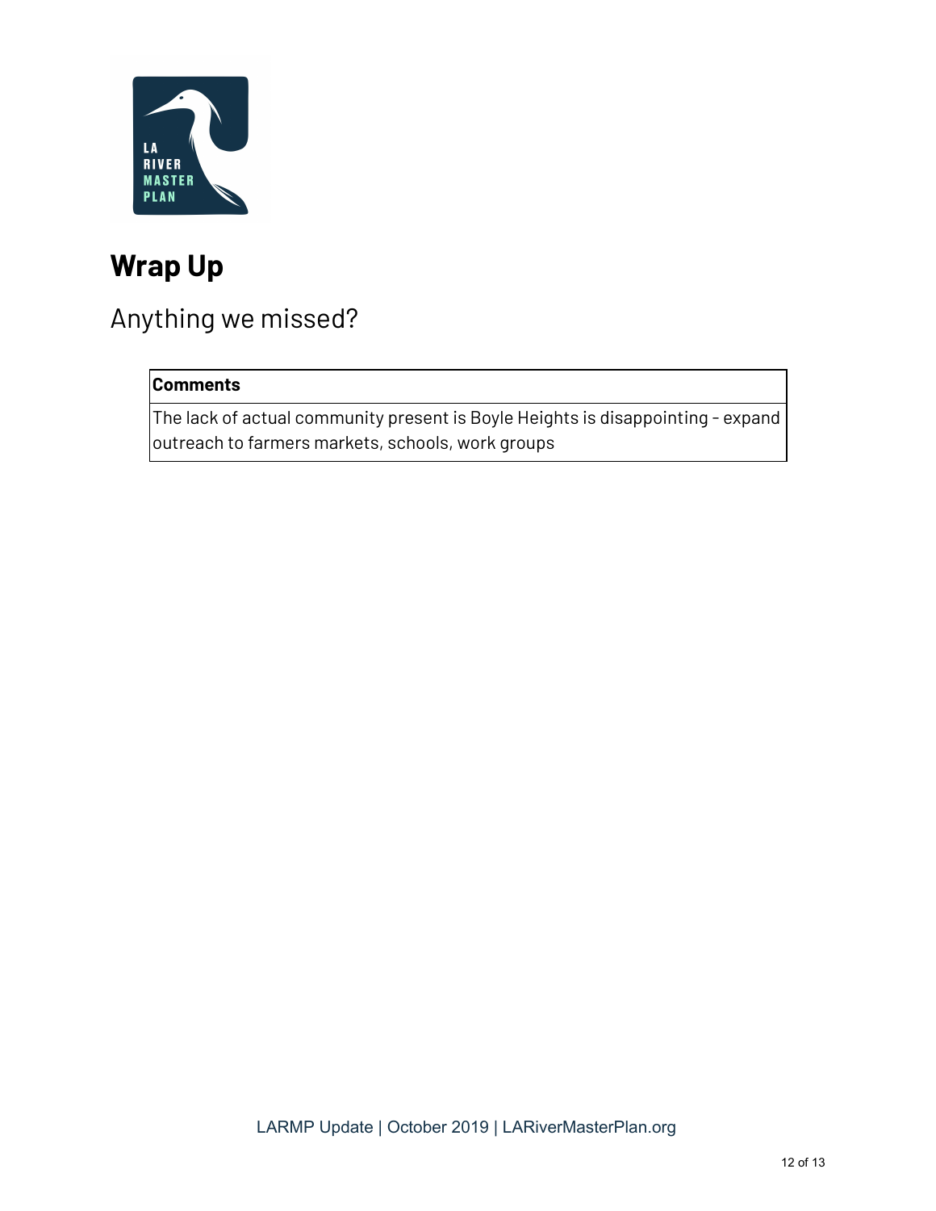# Wrap Up

## Anything we missed?

| Comments |
| --- |
| The lack of actual community present is Boyle Heights is disappointing - expand outreach to farmers markets, schools, work groups |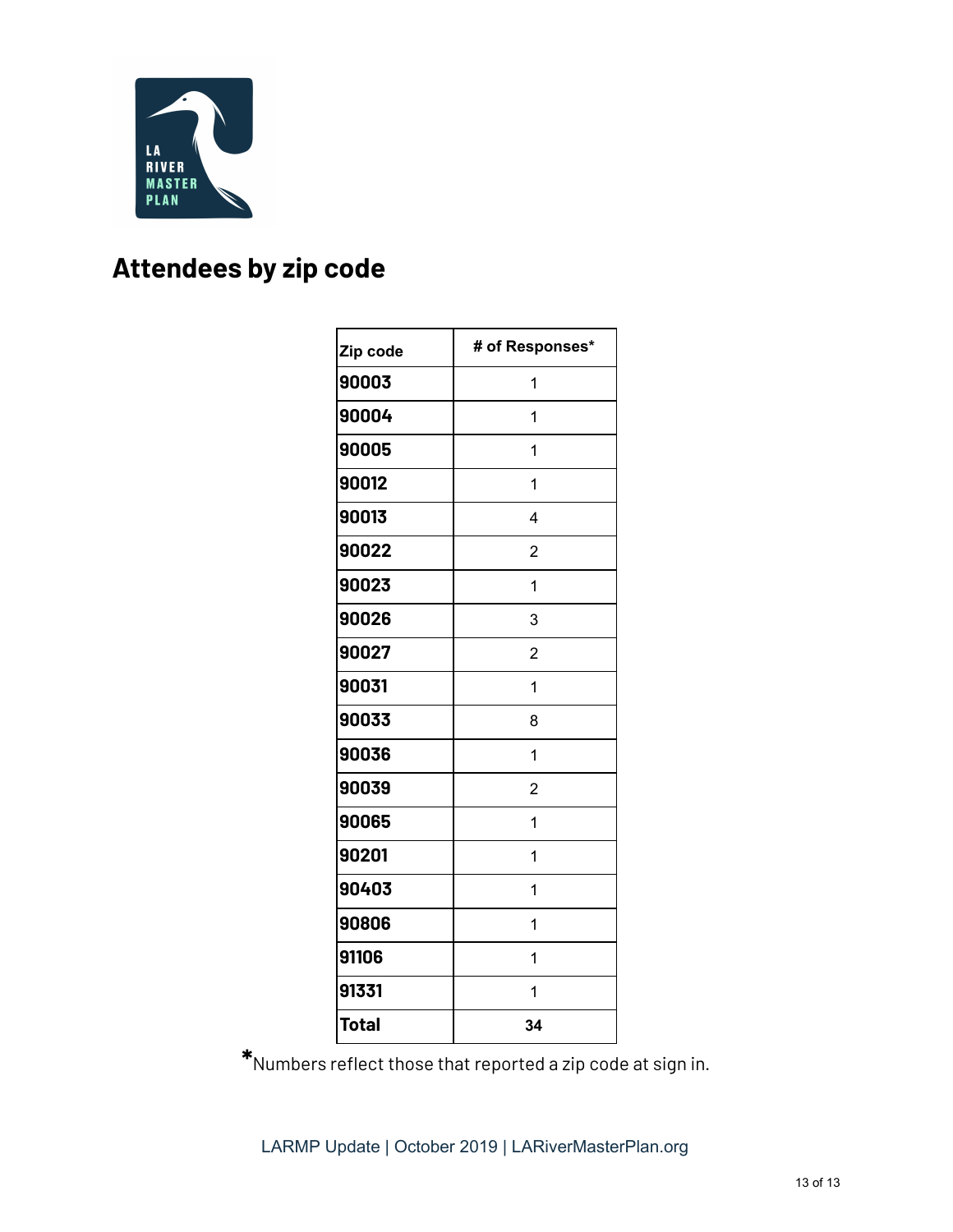# Attendees by zip code

| Zip code | # of Responses* |
| --- | --- |
| 90003 | 1 |
| 90004 | 1 |
| 90005 | 1 |
| 90012 | 1 |
| 90013 | 4 |
| 90022 | 2 |
| 90023 | 1 |
| 90026 | 3 |
| 90027 | 2 |
| 90031 | 1 |
| 90033 | 8 |
| 90036 | 1 |
| 90039 | 2 |
| 90065 | 1 |
| 90201 | 1 |
| 90403 | 1 |
| 90806 | 1 |
| 91106 | 1 |
| 91331 | 1 |
| **Total** | **34** |

*Numbers reflect those that reported a zip code at sign in.

LARMP Update | October 2019 | LARiverMasterPlan.org